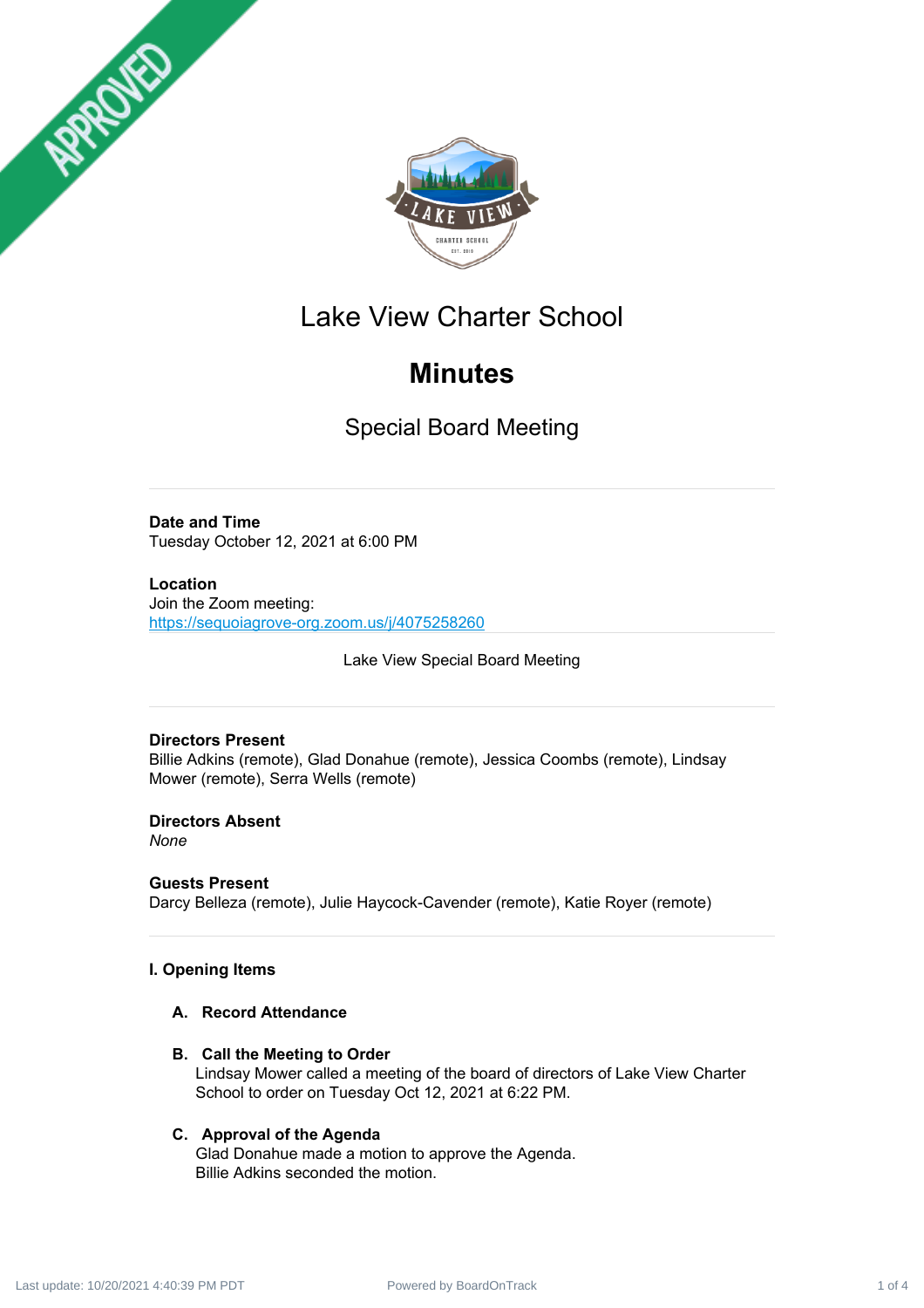# Lake View Charter School

## Minutes

### Special Board Meeting

---

**Date and Time**
Tuesday October 12, 2021 at 6:00 PM

**Location**
Join the Zoom meeting:
https://sequoiagrove-org.zoom.us/j/4075258260

Lake View Special Board Meeting

---

**Directors Present**
Billie Adkins (remote), Glad Donahue (remote), Jessica Coombs (remote), Lindsay Mower (remote), Serra Wells (remote)

**Directors Absent**
*None*

**Guests Present**
Darcy Belleza (remote), Julie Haycock-Cavender (remote), Katie Royer (remote)

---

**I. Opening Items**

**A. Record Attendance**

**B. Call the Meeting to Order**
Lindsay Mower called a meeting of the board of directors of Lake View Charter School to order on Tuesday Oct 12, 2021 at 6:22 PM.

**C. Approval of the Agenda**
Glad Donahue made a motion to approve the Agenda.
Billie Adkins seconded the motion.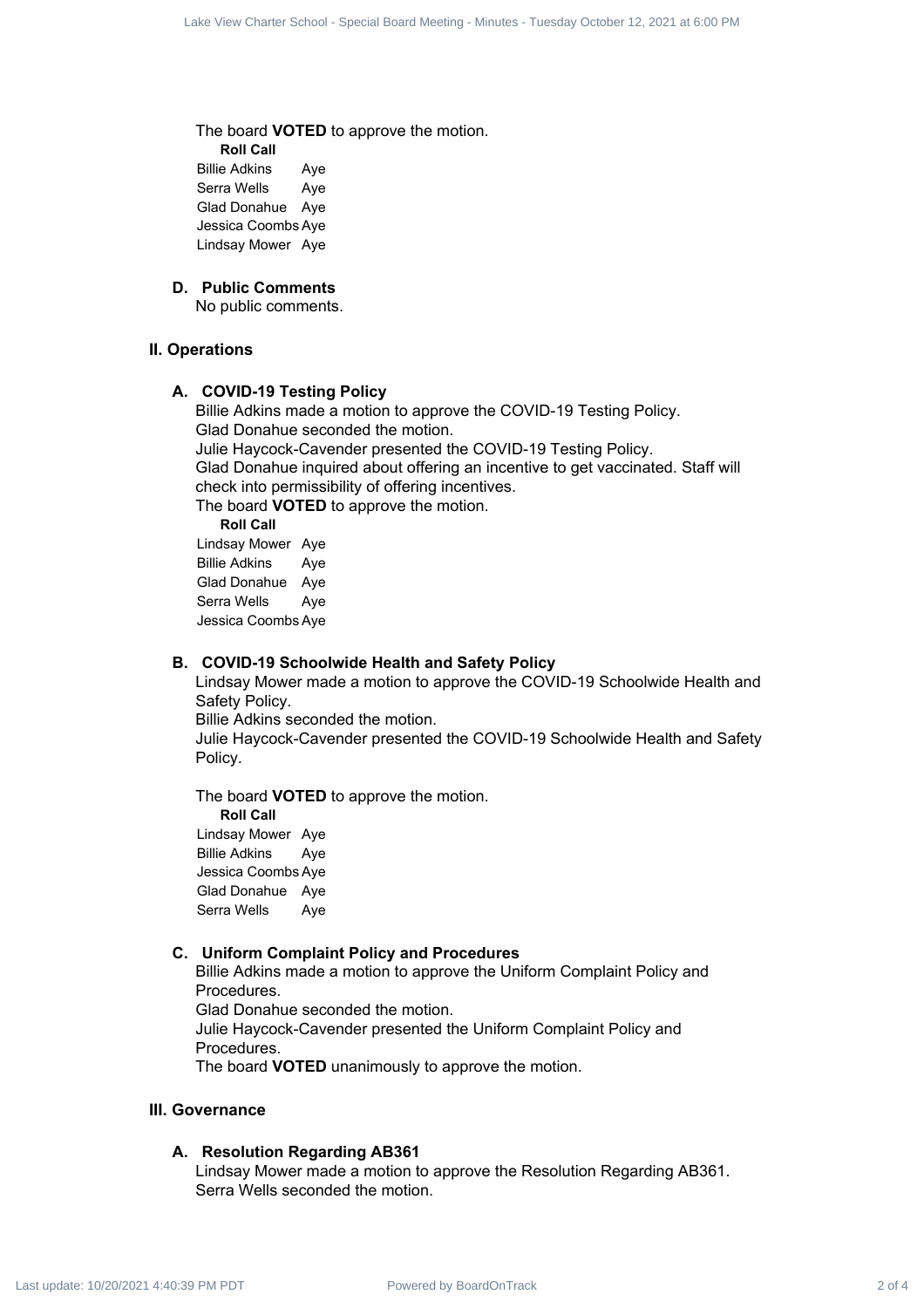The board **VOTED** to approve the motion.

**Roll Call**

| | |
|---|---|
| Billie Adkins | Aye |
| Serra Wells | Aye |
| Glad Donahue | Aye |
| Jessica Coombs | Aye |
| Lindsay Mower | Aye |

### D. Public Comments

No public comments.

## II. Operations

### A. COVID-19 Testing Policy

Billie Adkins made a motion to approve the COVID-19 Testing Policy.
Glad Donahue seconded the motion.
Julie Haycock-Cavender presented the COVID-19 Testing Policy.
Glad Donahue inquired about offering an incentive to get vaccinated. Staff will check into permissibility of offering incentives.
The board **VOTED** to approve the motion.

**Roll Call**

| | |
|---|---|
| Lindsay Mower | Aye |
| Billie Adkins | Aye |
| Glad Donahue | Aye |
| Serra Wells | Aye |
| Jessica Coombs | Aye |

### B. COVID-19 Schoolwide Health and Safety Policy

Lindsay Mower made a motion to approve the COVID-19 Schoolwide Health and Safety Policy.
Billie Adkins seconded the motion.
Julie Haycock-Cavender presented the COVID-19 Schoolwide Health and Safety Policy.

The board **VOTED** to approve the motion.

**Roll Call**

| | |
|---|---|
| Lindsay Mower | Aye |
| Billie Adkins | Aye |
| Jessica Coombs | Aye |
| Glad Donahue | Aye |
| Serra Wells | Aye |

### C. Uniform Complaint Policy and Procedures

Billie Adkins made a motion to approve the Uniform Complaint Policy and Procedures.
Glad Donahue seconded the motion.
Julie Haycock-Cavender presented the Uniform Complaint Policy and Procedures.
The board **VOTED** unanimously to approve the motion.

## III. Governance

### A. Resolution Regarding AB361

Lindsay Mower made a motion to approve the Resolution Regarding AB361.
Serra Wells seconded the motion.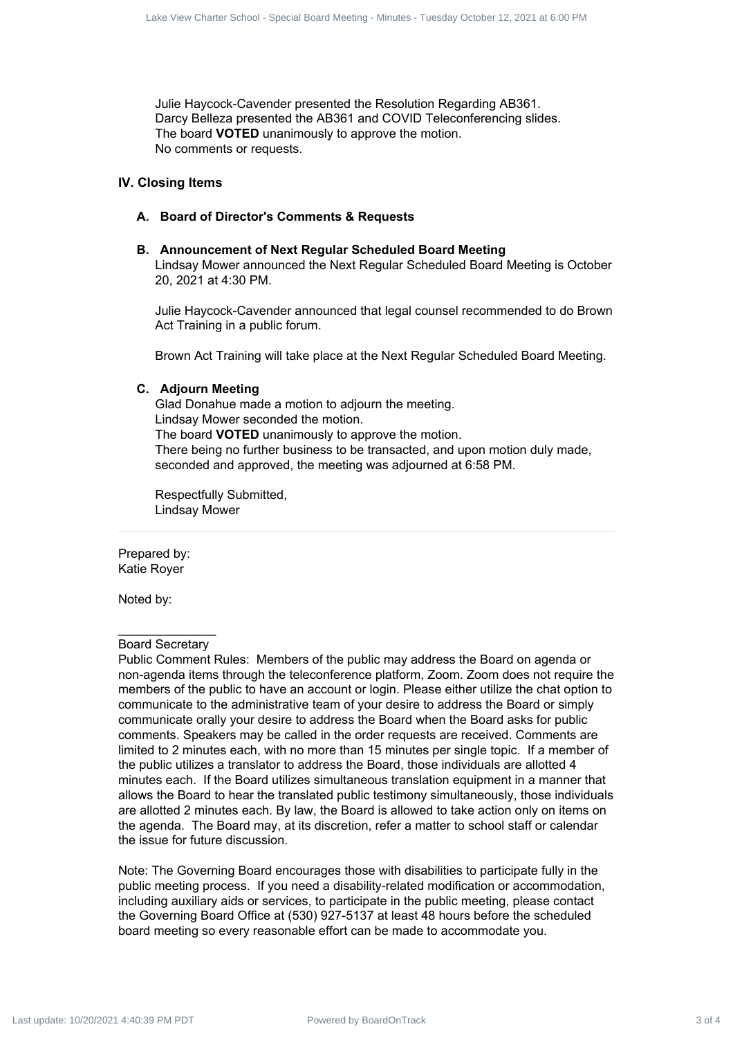Julie Haycock-Cavender presented the Resolution Regarding AB361.
Darcy Belleza presented the AB361 and COVID Teleconferencing slides.
The board **VOTED** unanimously to approve the motion.
No comments or requests.

## IV. Closing Items

### A. Board of Director's Comments & Requests

### B. Announcement of Next Regular Scheduled Board Meeting

Lindsay Mower announced the Next Regular Scheduled Board Meeting is October 20, 2021 at 4:30 PM.

Julie Haycock-Cavender announced that legal counsel recommended to do Brown Act Training in a public forum.

Brown Act Training will take place at the Next Regular Scheduled Board Meeting.

### C. Adjourn Meeting

Glad Donahue made a motion to adjourn the meeting.
Lindsay Mower seconded the motion.
The board **VOTED** unanimously to approve the motion.
There being no further business to be transacted, and upon motion duly made, seconded and approved, the meeting was adjourned at 6:58 PM.

Respectfully Submitted,
Lindsay Mower

---

Prepared by:
Katie Royer

Noted by:

______________
Board Secretary

Public Comment Rules: Members of the public may address the Board on agenda or non-agenda items through the teleconference platform, Zoom. Zoom does not require the members of the public to have an account or login. Please either utilize the chat option to communicate to the administrative team of your desire to address the Board or simply communicate orally your desire to address the Board when the Board asks for public comments. Speakers may be called in the order requests are received. Comments are limited to 2 minutes each, with no more than 15 minutes per single topic. If a member of the public utilizes a translator to address the Board, those individuals are allotted 4 minutes each. If the Board utilizes simultaneous translation equipment in a manner that allows the Board to hear the translated public testimony simultaneously, those individuals are allotted 2 minutes each. By law, the Board is allowed to take action only on items on the agenda. The Board may, at its discretion, refer a matter to school staff or calendar the issue for future discussion.

Note: The Governing Board encourages those with disabilities to participate fully in the public meeting process. If you need a disability-related modification or accommodation, including auxiliary aids or services, to participate in the public meeting, please contact the Governing Board Office at (530) 927-5137 at least 48 hours before the scheduled board meeting so every reasonable effort can be made to accommodate you.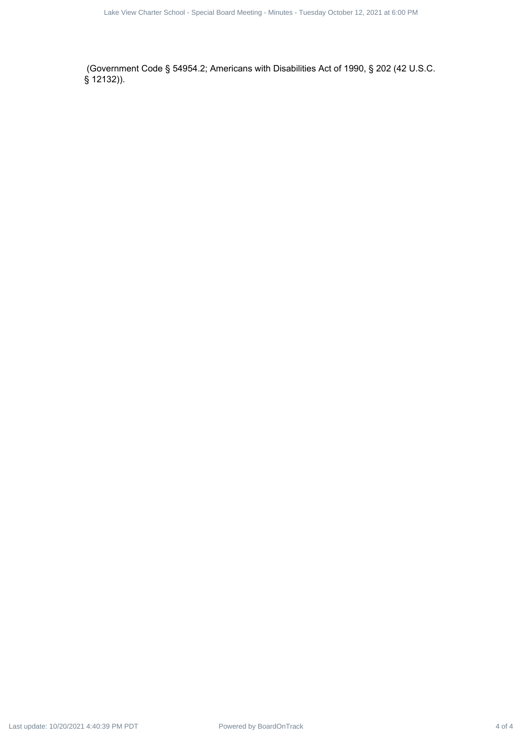(Government Code § 54954.2; Americans with Disabilities Act of 1990, § 202 (42 U.S.C. § 12132)).